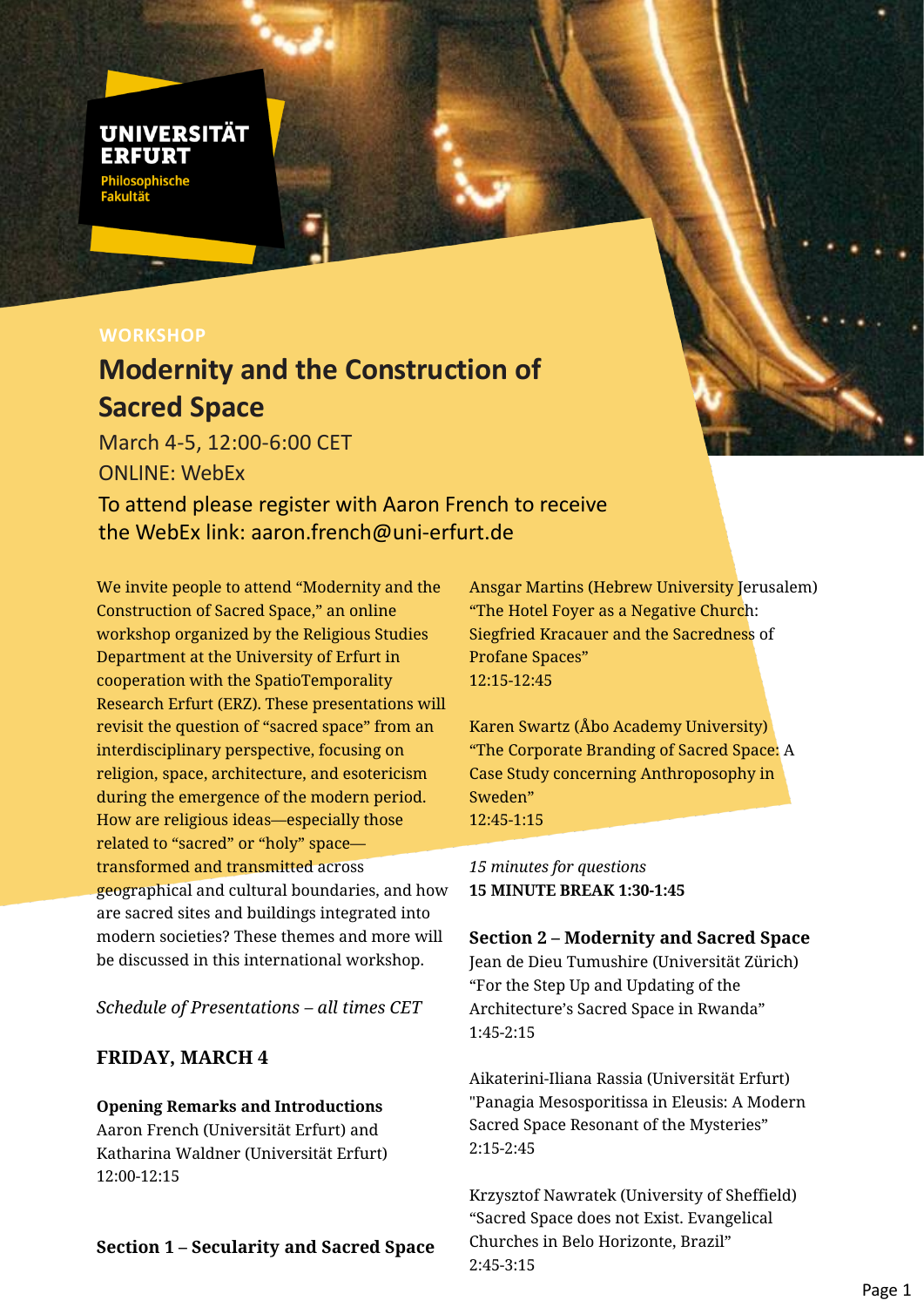UNIVERSITÄT ERFURT
Philosophische Fakultät

WORKSHOP

# Modernity and the Construction of Sacred Space

March 4-5, 12:00-6:00 CET

ONLINE: WebEx

To attend please register with Aaron French to receive the WebEx link: aaron.french@uni-erfurt.de

We invite people to attend "Modernity and the Construction of Sacred Space," an online workshop organized by the Religious Studies Department at the University of Erfurt in cooperation with the SpatioTemporality Research Erfurt (ERZ). These presentations will revisit the question of "sacred space" from an interdisciplinary perspective, focusing on religion, space, architecture, and esotericism during the emergence of the modern period. How are religious ideas—especially those related to "sacred" or "holy" space—transformed and transmitted across geographical and cultural boundaries, and how are sacred sites and buildings integrated into modern societies? These themes and more will be discussed in this international workshop.

*Schedule of Presentations – all times CET*

## FRIDAY, MARCH 4

**Opening Remarks and Introductions**
Aaron French (Universität Erfurt) and Katharina Waldner (Universität Erfurt)
12:00-12:15

### Section 1 – Secularity and Sacred Space

Ansgar Martins (Hebrew University Jerusalem)
"The Hotel Foyer as a Negative Church: Siegfried Kracauer and the Sacredness of Profane Spaces"
12:15-12:45

Karen Swartz (Åbo Academy University)
"The Corporate Branding of Sacred Space: A Case Study concerning Anthroposophy in Sweden"
12:45-1:15

*15 minutes for questions*
**15 MINUTE BREAK 1:30-1:45**

### Section 2 – Modernity and Sacred Space

Jean de Dieu Tumushire (Universität Zürich)
"For the Step Up and Updating of the Architecture's Sacred Space in Rwanda"
1:45-2:15

Aikaterini-Iliana Rassia (Universität Erfurt)
"Panagia Mesosporitissa in Eleusis: A Modern Sacred Space Resonant of the Mysteries"
2:15-2:45

Krzysztof Nawratek (University of Sheffield)
"Sacred Space does not Exist. Evangelical Churches in Belo Horizonte, Brazil"
2:45-3:15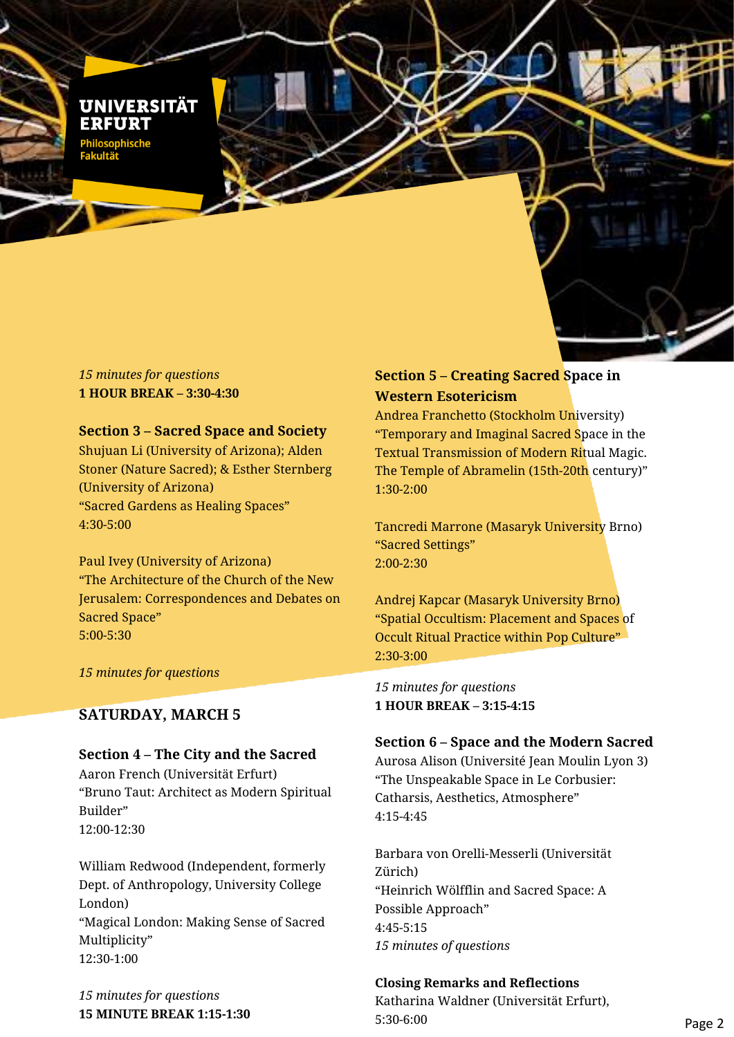**UNIVERSITÄT ERFURT**
Philosophische Fakultät

*15 minutes for questions*
**1 HOUR BREAK – 3:30-4:30**

**Section 3 – Sacred Space and Society**
Shujuan Li (University of Arizona); Alden Stoner (Nature Sacred); & Esther Sternberg (University of Arizona)
"Sacred Gardens as Healing Spaces"
4:30-5:00

Paul Ivey (University of Arizona)
"The Architecture of the Church of the New Jerusalem: Correspondences and Debates on Sacred Space"
5:00-5:30

*15 minutes for questions*

## SATURDAY, MARCH 5

**Section 4 – The City and the Sacred**
Aaron French (Universität Erfurt)
"Bruno Taut: Architect as Modern Spiritual Builder"
12:00-12:30

William Redwood (Independent, formerly Dept. of Anthropology, University College London)
"Magical London: Making Sense of Sacred Multiplicity"
12:30-1:00

*15 minutes for questions*
**15 MINUTE BREAK 1:15-1:30**

**Section 5 – Creating Sacred Space in Western Esotericism**
Andrea Franchetto (Stockholm University)
"Temporary and Imaginal Sacred Space in the Textual Transmission of Modern Ritual Magic. The Temple of Abramelin (15th-20th century)"
1:30-2:00

Tancredi Marrone (Masaryk University Brno)
"Sacred Settings"
2:00-2:30

Andrej Kapcar (Masaryk University Brno)
"Spatial Occultism: Placement and Spaces of Occult Ritual Practice within Pop Culture"
2:30-3:00

*15 minutes for questions*
**1 HOUR BREAK – 3:15-4:15**

**Section 6 – Space and the Modern Sacred**
Aurosa Alison (Université Jean Moulin Lyon 3)
"The Unspeakable Space in Le Corbusier: Catharsis, Aesthetics, Atmosphere"
4:15-4:45

Barbara von Orelli-Messerli (Universität Zürich)
"Heinrich Wölfflin and Sacred Space: A Possible Approach"
4:45-5:15
*15 minutes of questions*

**Closing Remarks and Reflections**
Katharina Waldner (Universität Erfurt),
5:30-6:00